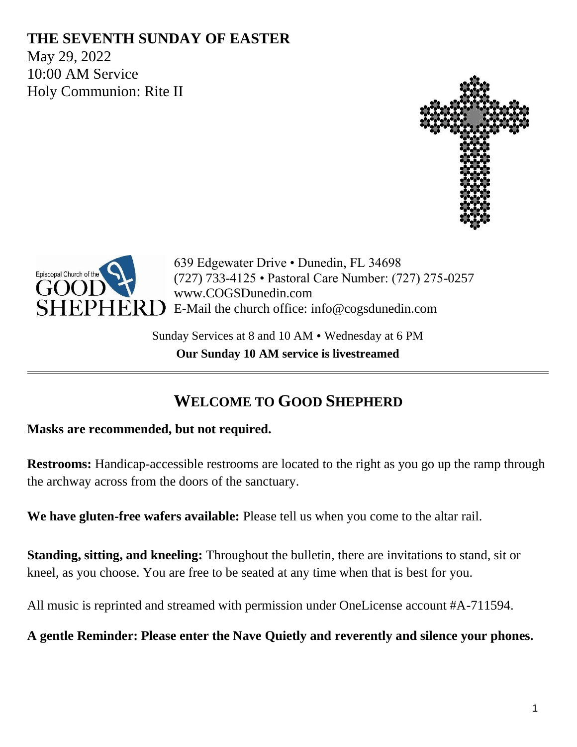# THE SEVENTH SUNDAY OF EASTER

May 29, 2022
10:00 AM Service
Holy Communion: Rite II

Episcopal Church of the GOOD SHEPHERD

639 Edgewater Drive • Dunedin, FL 34698
(727) 733-4125 • Pastoral Care Number: (727) 275-0257
www.COGSDunedin.com
E-Mail the church office: info@cogsdunedin.com

Sunday Services at 8 and 10 AM • Wednesday at 6 PM
**Our Sunday 10 AM service is livestreamed**

---

## WELCOME TO GOOD SHEPHERD

**Masks are recommended, but not required.**

**Restrooms:** Handicap-accessible restrooms are located to the right as you go up the ramp through the archway across from the doors of the sanctuary.

**We have gluten-free wafers available:** Please tell us when you come to the altar rail.

**Standing, sitting, and kneeling:** Throughout the bulletin, there are invitations to stand, sit or kneel, as you choose. You are free to be seated at any time when that is best for you.

All music is reprinted and streamed with permission under OneLicense account #A-711594.

**A gentle Reminder: Please enter the Nave Quietly and reverently and silence your phones.**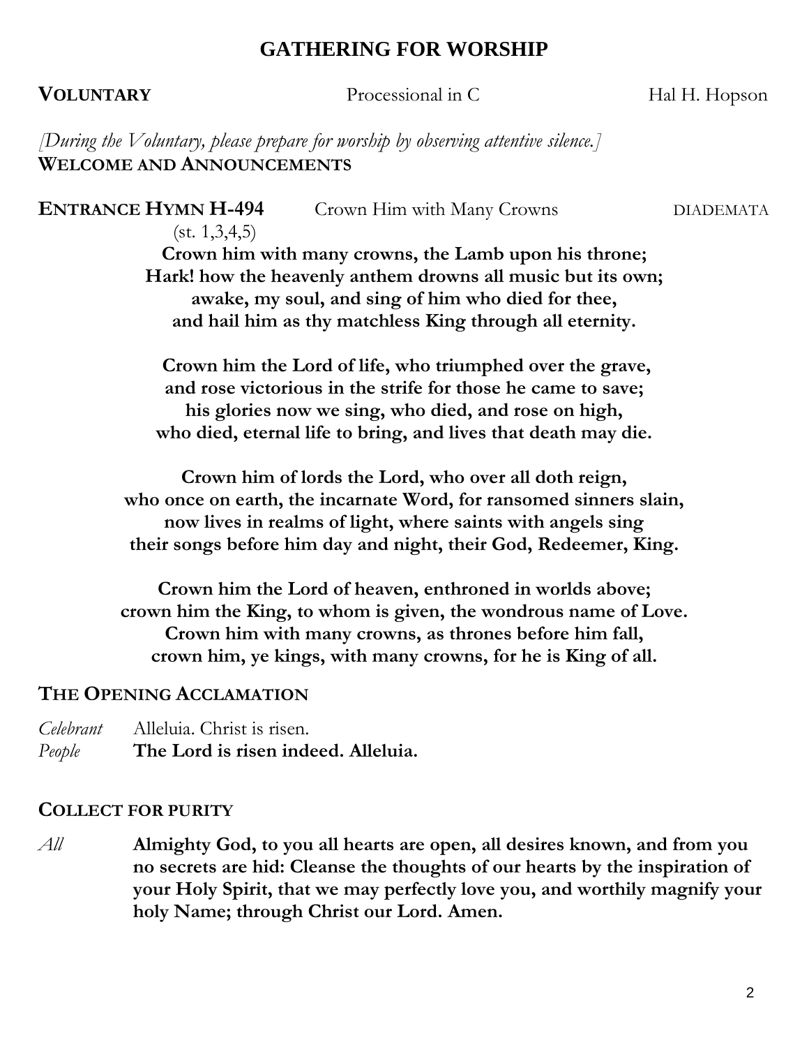# GATHERING FOR WORSHIP

**VOLUNTARY** Processional in C Hal H. Hopson

*[During the Voluntary, please prepare for worship by observing attentive silence.]*

**WELCOME AND ANNOUNCEMENTS**

**ENTRANCE HYMN H-494** Crown Him with Many Crowns DIADEMATA
(st. 1,3,4,5)

**Crown him with many crowns, the Lamb upon his throne;**
**Hark! how the heavenly anthem drowns all music but its own;**
**awake, my soul, and sing of him who died for thee,**
**and hail him as thy matchless King through all eternity.**

**Crown him the Lord of life, who triumphed over the grave,**
**and rose victorious in the strife for those he came to save;**
**his glories now we sing, who died, and rose on high,**
**who died, eternal life to bring, and lives that death may die.**

**Crown him of lords the Lord, who over all doth reign,**
**who once on earth, the incarnate Word, for ransomed sinners slain,**
**now lives in realms of light, where saints with angels sing**
**their songs before him day and night, their God, Redeemer, King.**

**Crown him the Lord of heaven, enthroned in worlds above;**
**crown him the King, to whom is given, the wondrous name of Love.**
**Crown him with many crowns, as thrones before him fall,**
**crown him, ye kings, with many crowns, for he is King of all.**

**THE OPENING ACCLAMATION**

*Celebrant* Alleluia. Christ is risen.
*People* **The Lord is risen indeed. Alleluia.**

**COLLECT FOR PURITY**

*All* **Almighty God, to you all hearts are open, all desires known, and from you no secrets are hid: Cleanse the thoughts of our hearts by the inspiration of your Holy Spirit, that we may perfectly love you, and worthily magnify your holy Name; through Christ our Lord. Amen.**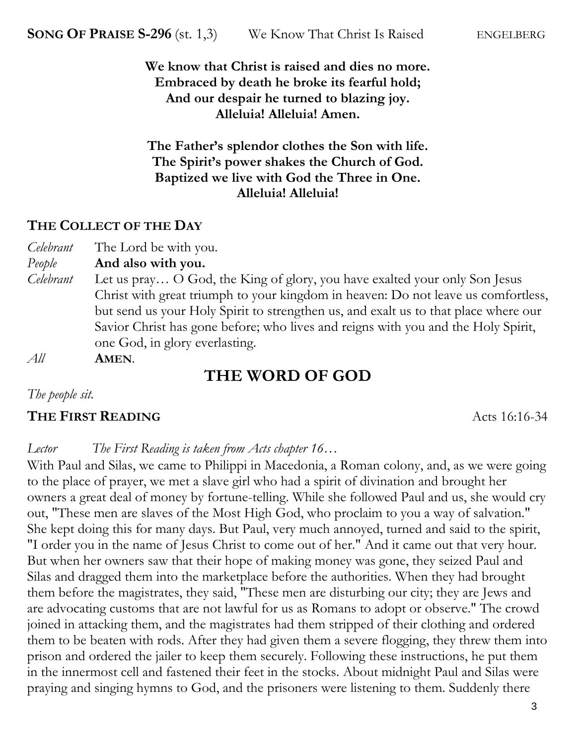**SONG OF PRAISE S-296** (st. 1,3) We Know That Christ Is Raised ENGELBERG

**We know that Christ is raised and dies no more.**
**Embraced by death he broke its fearful hold;**
**And our despair he turned to blazing joy.**
**Alleluia! Alleluia! Amen.**

**The Father's splendor clothes the Son with life.**
**The Spirit's power shakes the Church of God.**
**Baptized we live with God the Three in One.**
**Alleluia! Alleluia!**

### THE COLLECT OF THE DAY

*Celebrant* The Lord be with you.
*People* **And also with you.**
*Celebrant* Let us pray… O God, the King of glory, you have exalted your only Son Jesus Christ with great triumph to your kingdom in heaven: Do not leave us comfortless, but send us your Holy Spirit to strengthen us, and exalt us to that place where our Savior Christ has gone before; who lives and reigns with you and the Holy Spirit, one God, in glory everlasting.
*All* **AMEN**.

## THE WORD OF GOD

*The people sit.*

### THE FIRST READING Acts 16:16-34

*Lector The First Reading is taken from Acts chapter 16…*

With Paul and Silas, we came to Philippi in Macedonia, a Roman colony, and, as we were going to the place of prayer, we met a slave girl who had a spirit of divination and brought her owners a great deal of money by fortune-telling. While she followed Paul and us, she would cry out, "These men are slaves of the Most High God, who proclaim to you a way of salvation." She kept doing this for many days. But Paul, very much annoyed, turned and said to the spirit, "I order you in the name of Jesus Christ to come out of her." And it came out that very hour. But when her owners saw that their hope of making money was gone, they seized Paul and Silas and dragged them into the marketplace before the authorities. When they had brought them before the magistrates, they said, "These men are disturbing our city; they are Jews and are advocating customs that are not lawful for us as Romans to adopt or observe." The crowd joined in attacking them, and the magistrates had them stripped of their clothing and ordered them to be beaten with rods. After they had given them a severe flogging, they threw them into prison and ordered the jailer to keep them securely. Following these instructions, he put them in the innermost cell and fastened their feet in the stocks. About midnight Paul and Silas were praying and singing hymns to God, and the prisoners were listening to them. Suddenly there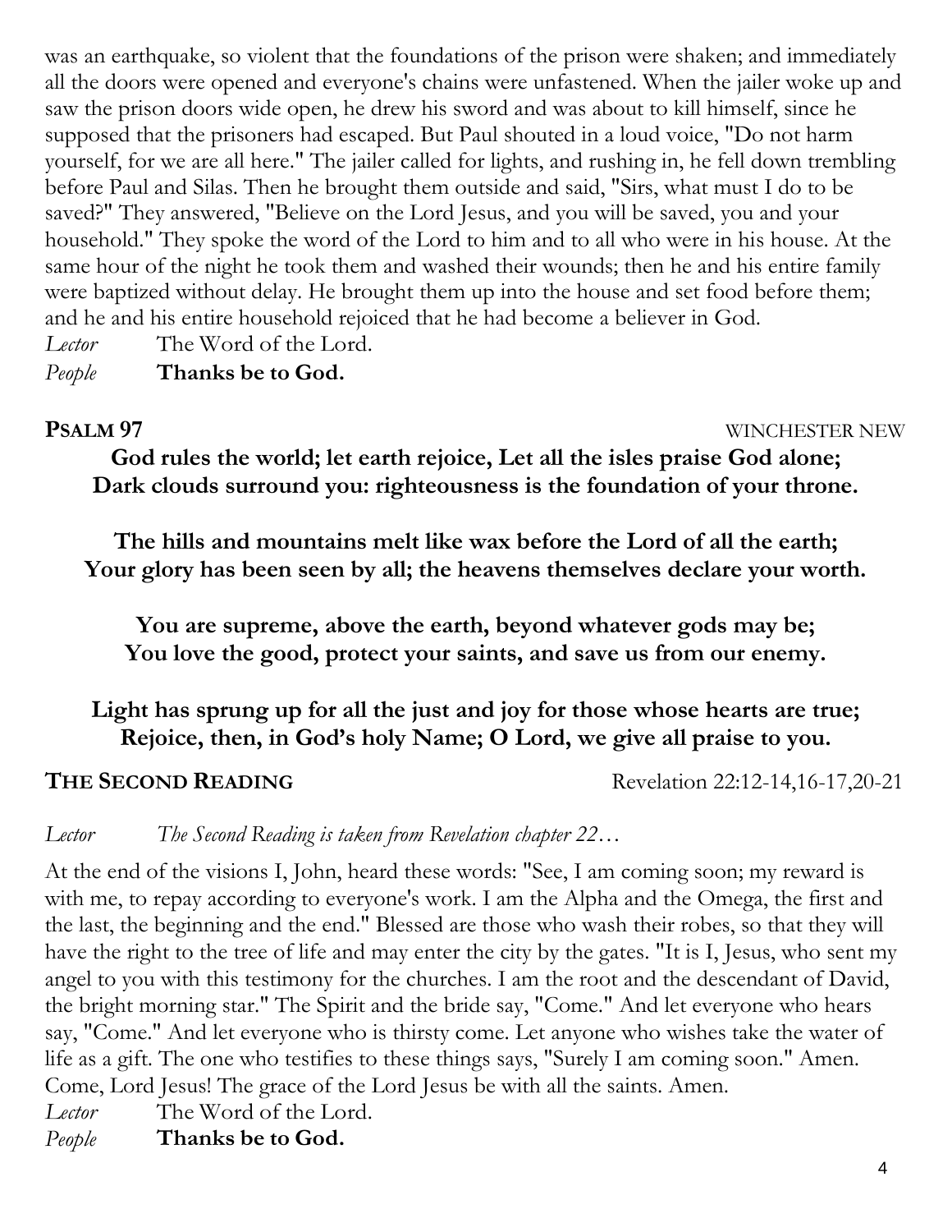was an earthquake, so violent that the foundations of the prison were shaken; and immediately all the doors were opened and everyone's chains were unfastened. When the jailer woke up and saw the prison doors wide open, he drew his sword and was about to kill himself, since he supposed that the prisoners had escaped. But Paul shouted in a loud voice, "Do not harm yourself, for we are all here." The jailer called for lights, and rushing in, he fell down trembling before Paul and Silas. Then he brought them outside and said, "Sirs, what must I do to be saved?" They answered, "Believe on the Lord Jesus, and you will be saved, you and your household." They spoke the word of the Lord to him and to all who were in his house. At the same hour of the night he took them and washed their wounds; then he and his entire family were baptized without delay. He brought them up into the house and set food before them; and he and his entire household rejoiced that he had become a believer in God.

*Lector* The Word of the Lord.

*People* **Thanks be to God.**

## PSALM 97

WINCHESTER NEW

**God rules the world; let earth rejoice, Let all the isles praise God alone;**
**Dark clouds surround you: righteousness is the foundation of your throne.**

**The hills and mountains melt like wax before the Lord of all the earth;**
**Your glory has been seen by all; the heavens themselves declare your worth.**

**You are supreme, above the earth, beyond whatever gods may be;**
**You love the good, protect your saints, and save us from our enemy.**

**Light has sprung up for all the just and joy for those whose hearts are true;**
**Rejoice, then, in God's holy Name; O Lord, we give all praise to you.**

## THE SECOND READING

Revelation 22:12-14,16-17,20-21

*Lector* *The Second Reading is taken from Revelation chapter 22…*

At the end of the visions I, John, heard these words: "See, I am coming soon; my reward is with me, to repay according to everyone's work. I am the Alpha and the Omega, the first and the last, the beginning and the end." Blessed are those who wash their robes, so that they will have the right to the tree of life and may enter the city by the gates. "It is I, Jesus, who sent my angel to you with this testimony for the churches. I am the root and the descendant of David, the bright morning star." The Spirit and the bride say, "Come." And let everyone who hears say, "Come." And let everyone who is thirsty come. Let anyone who wishes take the water of life as a gift. The one who testifies to these things says, "Surely I am coming soon." Amen. Come, Lord Jesus! The grace of the Lord Jesus be with all the saints. Amen.

*Lector* The Word of the Lord.

*People* **Thanks be to God.**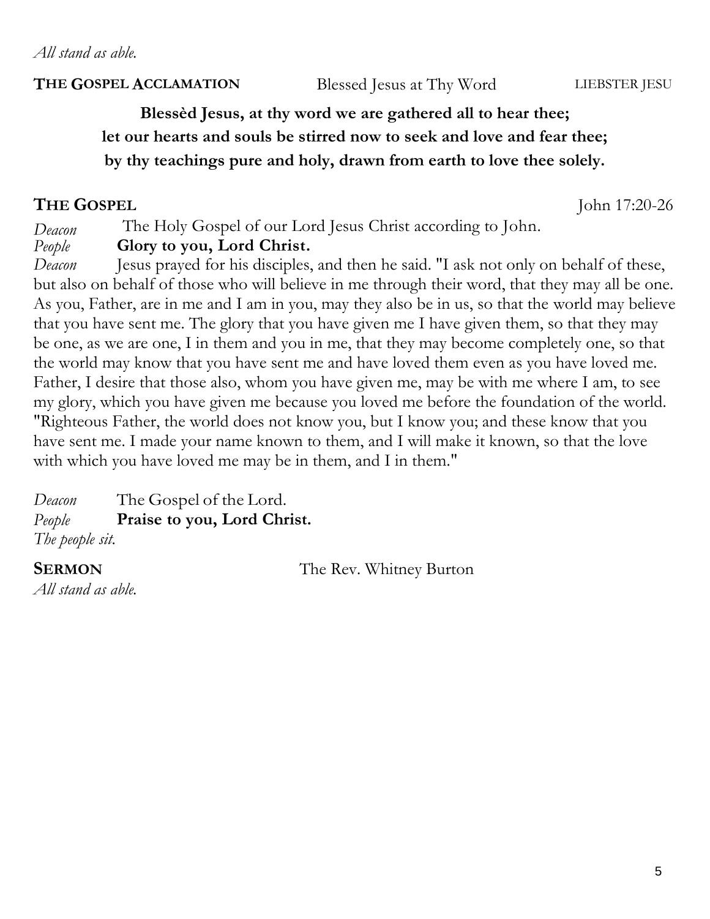*All stand as able.*

**THE GOSPEL ACCLAMATION** Blessed Jesus at Thy Word LIEBSTER JESU

**Blessèd Jesus, at thy word we are gathered all to hear thee;**
**let our hearts and souls be stirred now to seek and love and fear thee;**
**by thy teachings pure and holy, drawn from earth to love thee solely.**

## THE GOSPEL

John 17:20-26

*Deacon* The Holy Gospel of our Lord Jesus Christ according to John.
*People* **Glory to you, Lord Christ.**
*Deacon* Jesus prayed for his disciples, and then he said. "I ask not only on behalf of these, but also on behalf of those who will believe in me through their word, that they may all be one. As you, Father, are in me and I am in you, may they also be in us, so that the world may believe that you have sent me. The glory that you have given me I have given them, so that they may be one, as we are one, I in them and you in me, that they may become completely one, so that the world may know that you have sent me and have loved them even as you have loved me. Father, I desire that those also, whom you have given me, may be with me where I am, to see my glory, which you have given me because you loved me before the foundation of the world. "Righteous Father, the world does not know you, but I know you; and these know that you have sent me. I made your name known to them, and I will make it known, so that the love with which you have loved me may be in them, and I in them."

*Deacon* The Gospel of the Lord.
*People* **Praise to you, Lord Christ.**
*The people sit.*

**SERMON** The Rev. Whitney Burton
*All stand as able.*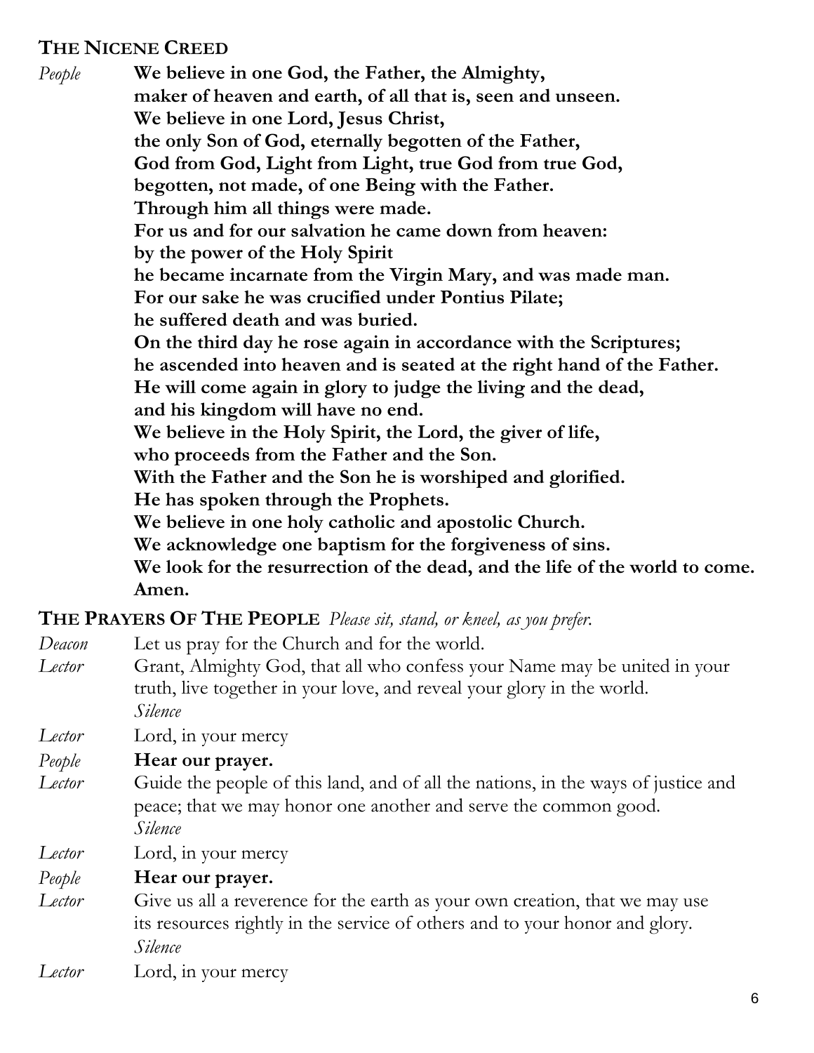## THE NICENE CREED

*People* **We believe in one God, the Father, the Almighty,**
**maker of heaven and earth, of all that is, seen and unseen.**
**We believe in one Lord, Jesus Christ,**
**the only Son of God, eternally begotten of the Father,**
**God from God, Light from Light, true God from true God,**
**begotten, not made, of one Being with the Father.**
**Through him all things were made.**
**For us and for our salvation he came down from heaven:**
**by the power of the Holy Spirit**
**he became incarnate from the Virgin Mary, and was made man.**
**For our sake he was crucified under Pontius Pilate;**
**he suffered death and was buried.**
**On the third day he rose again in accordance with the Scriptures;**
**he ascended into heaven and is seated at the right hand of the Father.**
**He will come again in glory to judge the living and the dead,**
**and his kingdom will have no end.**
**We believe in the Holy Spirit, the Lord, the giver of life,**
**who proceeds from the Father and the Son.**
**With the Father and the Son he is worshiped and glorified.**
**He has spoken through the Prophets.**
**We believe in one holy catholic and apostolic Church.**
**We acknowledge one baptism for the forgiveness of sins.**
**We look for the resurrection of the dead, and the life of the world to come.**
**Amen.**

## THE PRAYERS OF THE PEOPLE *Please sit, stand, or kneel, as you prefer.*

*Deacon* Let us pray for the Church and for the world.

*Lector* Grant, Almighty God, that all who confess your Name may be united in your truth, live together in your love, and reveal your glory in the world.
*Silence*

*Lector* Lord, in your mercy

*People* **Hear our prayer.**

*Lector* Guide the people of this land, and of all the nations, in the ways of justice and peace; that we may honor one another and serve the common good.
*Silence*

*Lector* Lord, in your mercy

*People* **Hear our prayer.**

*Lector* Give us all a reverence for the earth as your own creation, that we may use its resources rightly in the service of others and to your honor and glory.
*Silence*

*Lector* Lord, in your mercy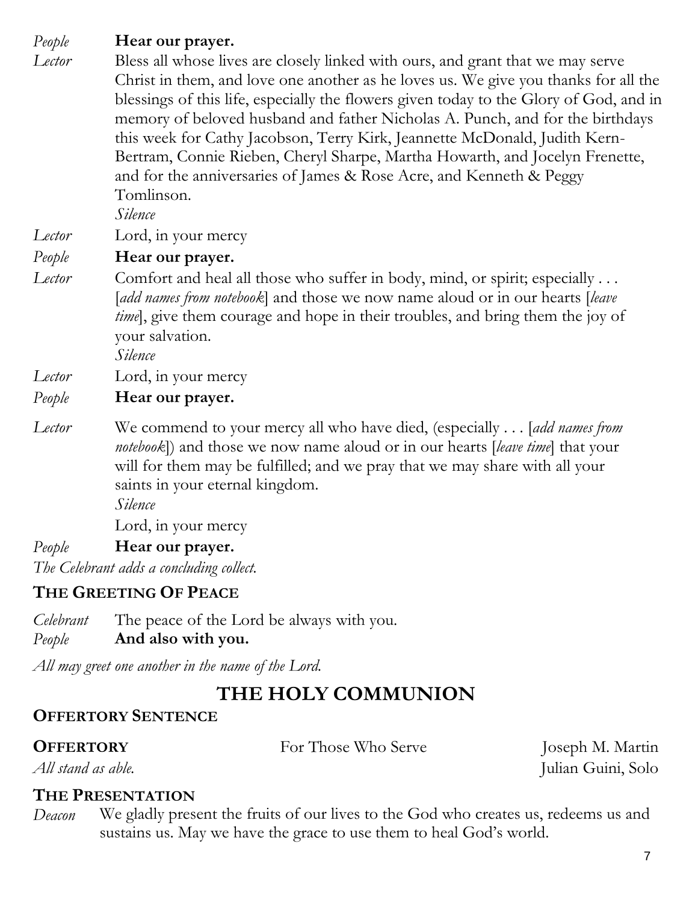*People* **Hear our prayer.**

*Lector* Bless all whose lives are closely linked with ours, and grant that we may serve Christ in them, and love one another as he loves us. We give you thanks for all the blessings of this life, especially the flowers given today to the Glory of God, and in memory of beloved husband and father Nicholas A. Punch, and for the birthdays this week for Cathy Jacobson, Terry Kirk, Jeannette McDonald, Judith Kern-Bertram, Connie Rieben, Cheryl Sharpe, Martha Howarth, and Jocelyn Frenette, and for the anniversaries of James & Rose Acre, and Kenneth & Peggy Tomlinson.
*Silence*

*Lector* Lord, in your mercy

*People* **Hear our prayer.**

*Lector* Comfort and heal all those who suffer in body, mind, or spirit; especially . . . [*add names from notebook*] and those we now name aloud or in our hearts [*leave time*], give them courage and hope in their troubles, and bring them the joy of your salvation.
*Silence*

*Lector* Lord, in your mercy

*People* **Hear our prayer.**

*Lector* We commend to your mercy all who have died, (especially . . . [*add names from notebook*]) and those we now name aloud or in our hearts [*leave time*] that your will for them may be fulfilled; and we pray that we may share with all your saints in your eternal kingdom.
*Silence*
Lord, in your mercy

*People* **Hear our prayer.**

*The Celebrant adds a concluding collect.*

### THE GREETING OF PEACE

*Celebrant* The peace of the Lord be always with you.
*People* **And also with you.**

*All may greet one another in the name of the Lord.*

## THE HOLY COMMUNION

### OFFERTORY SENTENCE

**OFFERTORY** For Those Who Serve Joseph M. Martin
*All stand as able.* Julian Guini, Solo

### THE PRESENTATION

*Deacon* We gladly present the fruits of our lives to the God who creates us, redeems us and sustains us. May we have the grace to use them to heal God's world.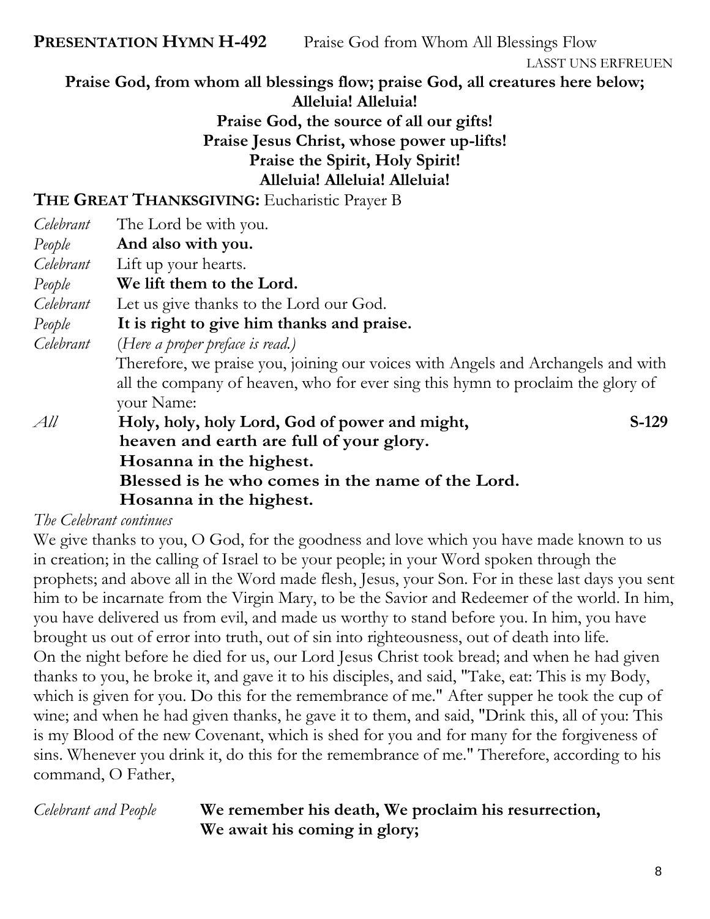**PRESENTATION HYMN H-492** Praise God from Whom All Blessings Flow

LASST UNS ERFREUEN

**Praise God, from whom all blessings flow; praise God, all creatures here below;**
**Alleluia! Alleluia!**
**Praise God, the source of all our gifts!**
**Praise Jesus Christ, whose power up-lifts!**
**Praise the Spirit, Holy Spirit!**
**Alleluia! Alleluia! Alleluia!**

**THE GREAT THANKSGIVING:** Eucharistic Prayer B

*Celebrant* The Lord be with you.
*People* **And also with you.**
*Celebrant* Lift up your hearts.
*People* **We lift them to the Lord.**
*Celebrant* Let us give thanks to the Lord our God.
*People* **It is right to give him thanks and praise.**
*Celebrant* (*Here a proper preface is read.*)
Therefore, we praise you, joining our voices with Angels and Archangels and with all the company of heaven, who for ever sing this hymn to proclaim the glory of your Name:

*All* **Holy, holy, holy Lord, God of power and might,** **S-129**
**heaven and earth are full of your glory.**
**Hosanna in the highest.**
**Blessed is he who comes in the name of the Lord.**
**Hosanna in the highest.**

*The Celebrant continues*

We give thanks to you, O God, for the goodness and love which you have made known to us in creation; in the calling of Israel to be your people; in your Word spoken through the prophets; and above all in the Word made flesh, Jesus, your Son. For in these last days you sent him to be incarnate from the Virgin Mary, to be the Savior and Redeemer of the world. In him, you have delivered us from evil, and made us worthy to stand before you. In him, you have brought us out of error into truth, out of sin into righteousness, out of death into life.
On the night before he died for us, our Lord Jesus Christ took bread; and when he had given thanks to you, he broke it, and gave it to his disciples, and said, "Take, eat: This is my Body, which is given for you. Do this for the remembrance of me." After supper he took the cup of wine; and when he had given thanks, he gave it to them, and said, "Drink this, all of you: This is my Blood of the new Covenant, which is shed for you and for many for the forgiveness of sins. Whenever you drink it, do this for the remembrance of me." Therefore, according to his command, O Father,

*Celebrant and People* **We remember his death, We proclaim his resurrection,**
**We await his coming in glory;**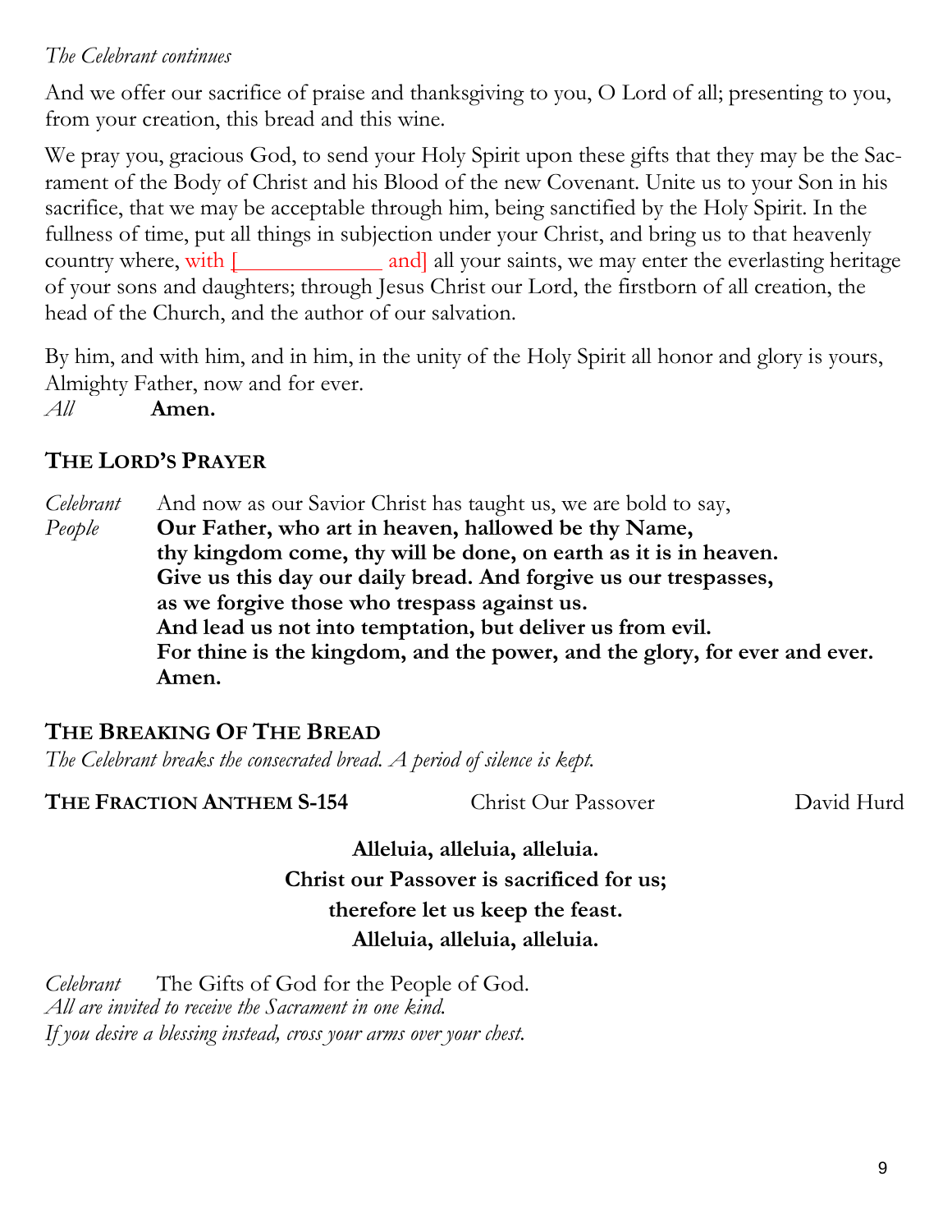*The Celebrant continues*

And we offer our sacrifice of praise and thanksgiving to you, O Lord of all; presenting to you, from your creation, this bread and this wine.

We pray you, gracious God, to send your Holy Spirit upon these gifts that they may be the Sacrament of the Body of Christ and his Blood of the new Covenant. Unite us to your Son in his sacrifice, that we may be acceptable through him, being sanctified by the Holy Spirit. In the fullness of time, put all things in subjection under your Christ, and bring us to that heavenly country where, with [______________ and] all your saints, we may enter the everlasting heritage of your sons and daughters; through Jesus Christ our Lord, the firstborn of all creation, the head of the Church, and the author of our salvation.

By him, and with him, and in him, in the unity of the Holy Spirit all honor and glory is yours, Almighty Father, now and for ever.
*All* **Amen.**

## THE LORD'S PRAYER

*Celebrant* And now as our Savior Christ has taught us, we are bold to say,
*People* **Our Father, who art in heaven, hallowed be thy Name,**
**thy kingdom come, thy will be done, on earth as it is in heaven.**
**Give us this day our daily bread. And forgive us our trespasses,**
**as we forgive those who trespass against us.**
**And lead us not into temptation, but deliver us from evil.**
**For thine is the kingdom, and the power, and the glory, for ever and ever.**
**Amen.**

## THE BREAKING OF THE BREAD

*The Celebrant breaks the consecrated bread. A period of silence is kept.*

**THE FRACTION ANTHEM S-154** Christ Our Passover David Hurd

**Alleluia, alleluia, alleluia.**
**Christ our Passover is sacrificed for us;**
**therefore let us keep the feast.**
**Alleluia, alleluia, alleluia.**

*Celebrant* The Gifts of God for the People of God.
*All are invited to receive the Sacrament in one kind.*
*If you desire a blessing instead, cross your arms over your chest.*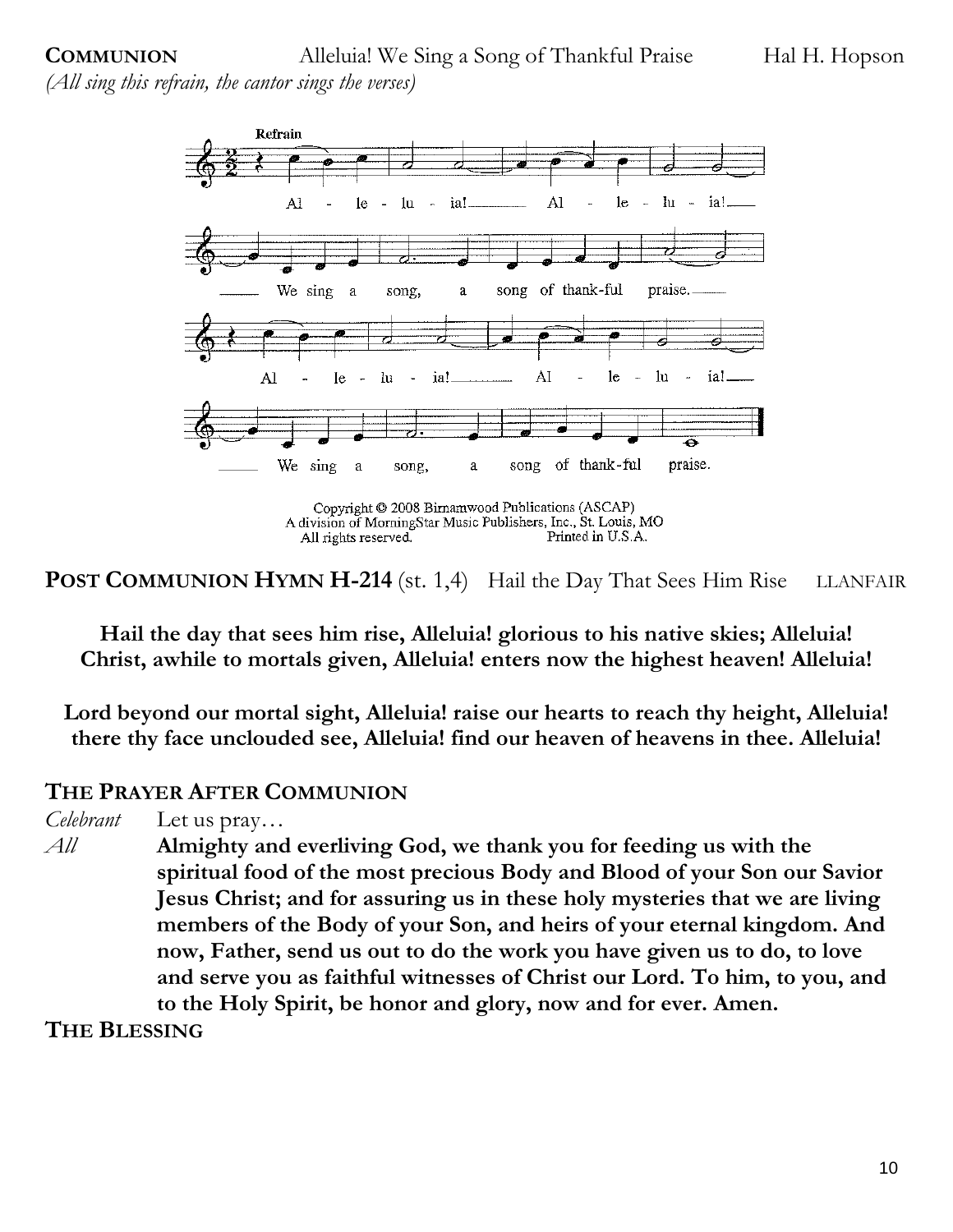**COMMUNION** Alleluia! We Sing a Song of Thankful Praise Hal H. Hopson

*(All sing this refrain, the cantor sings the verses)*

Refrain

Al - le - lu - ia! Al - le - lu - ia! We sing a song, a song of thank-ful praise. Al - le - lu - ia! Al - le - lu - ia! We sing a song, a song of thank-ful praise.

Copyright © 2008 Birnamwood Publications (ASCAP)
A division of MorningStar Music Publishers, Inc., St. Louis, MO
All rights reserved. Printed in U.S.A.

**POST COMMUNION HYMN H-214** (st. 1,4) Hail the Day That Sees Him Rise LLANFAIR

**Hail the day that sees him rise, Alleluia! glorious to his native skies; Alleluia!**
**Christ, awhile to mortals given, Alleluia! enters now the highest heaven! Alleluia!**

**Lord beyond our mortal sight, Alleluia! raise our hearts to reach thy height, Alleluia!**
**there thy face unclouded see, Alleluia! find our heaven of heavens in thee. Alleluia!**

**THE PRAYER AFTER COMMUNION**

*Celebrant* Let us pray…

*All* **Almighty and everliving God, we thank you for feeding us with the spiritual food of the most precious Body and Blood of your Son our Savior Jesus Christ; and for assuring us in these holy mysteries that we are living members of the Body of your Son, and heirs of your eternal kingdom. And now, Father, send us out to do the work you have given us to do, to love and serve you as faithful witnesses of Christ our Lord. To him, to you, and to the Holy Spirit, be honor and glory, now and for ever. Amen.**

**THE BLESSING**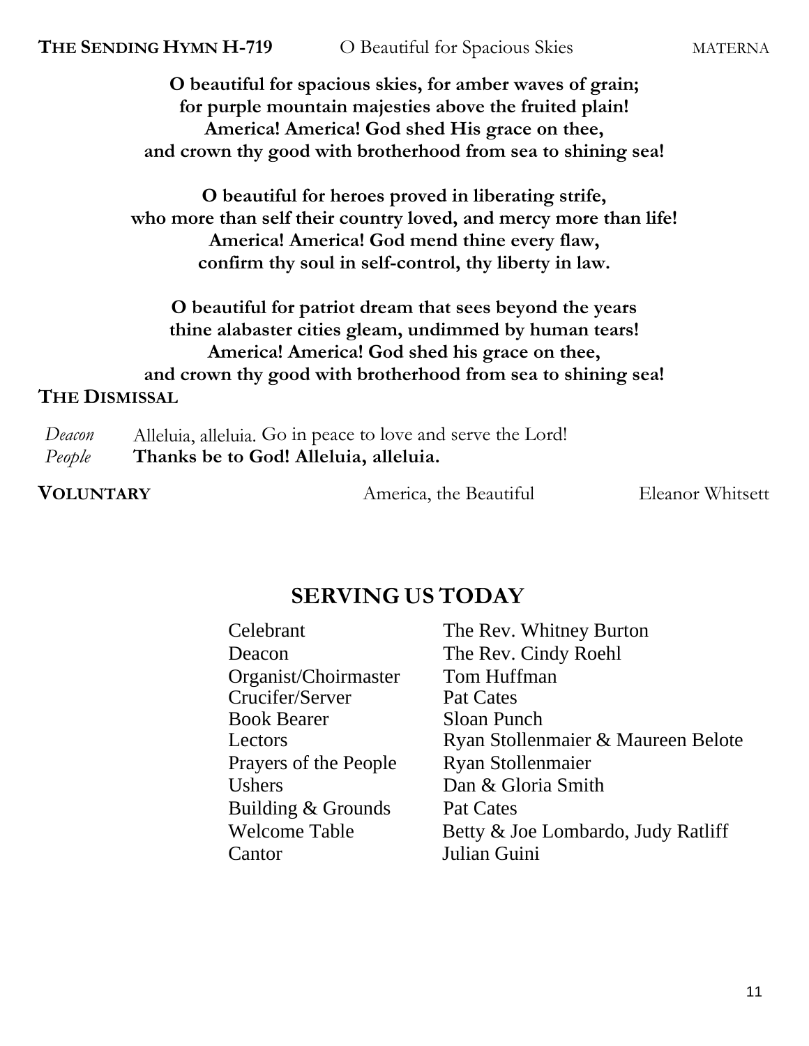**THE SENDING HYMN H-719** O Beautiful for Spacious Skies MATERNA

**O beautiful for spacious skies, for amber waves of grain;**
**for purple mountain majesties above the fruited plain!**
**America! America! God shed His grace on thee,**
**and crown thy good with brotherhood from sea to shining sea!**

**O beautiful for heroes proved in liberating strife,**
**who more than self their country loved, and mercy more than life!**
**America! America! God mend thine every flaw,**
**confirm thy soul in self-control, thy liberty in law.**

**O beautiful for patriot dream that sees beyond the years**
**thine alabaster cities gleam, undimmed by human tears!**
**America! America! God shed his grace on thee,**
**and crown thy good with brotherhood from sea to shining sea!**

**THE DISMISSAL**

*Deacon* Alleluia, alleluia. Go in peace to love and serve the Lord!
*People* **Thanks be to God! Alleluia, alleluia.**

**VOLUNTARY** America, the Beautiful Eleanor Whitsett

## SERVING US TODAY

| | |
|---|---|
| Celebrant | The Rev. Whitney Burton |
| Deacon | The Rev. Cindy Roehl |
| Organist/Choirmaster | Tom Huffman |
| Crucifer/Server | Pat Cates |
| Book Bearer | Sloan Punch |
| Lectors | Ryan Stollenmaier & Maureen Belote |
| Prayers of the People | Ryan Stollenmaier |
| Ushers | Dan & Gloria Smith |
| Building & Grounds | Pat Cates |
| Welcome Table | Betty & Joe Lombardo, Judy Ratliff |
| Cantor | Julian Guini |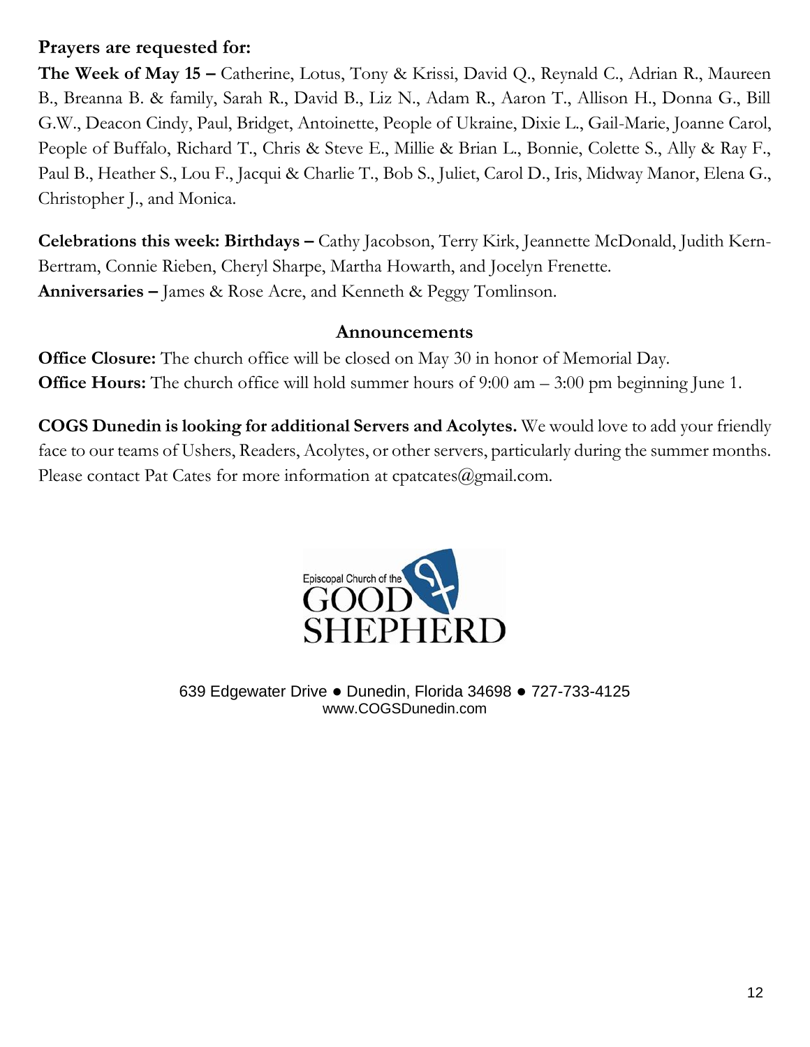**Prayers are requested for:**

**The Week of May 15 –** Catherine, Lotus, Tony & Krissi, David Q., Reynald C., Adrian R., Maureen B., Breanna B. & family, Sarah R., David B., Liz N., Adam R., Aaron T., Allison H., Donna G., Bill G.W., Deacon Cindy, Paul, Bridget, Antoinette, People of Ukraine, Dixie L., Gail-Marie, Joanne Carol, People of Buffalo, Richard T., Chris & Steve E., Millie & Brian L., Bonnie, Colette S., Ally & Ray F., Paul B., Heather S., Lou F., Jacqui & Charlie T., Bob S., Juliet, Carol D., Iris, Midway Manor, Elena G., Christopher J., and Monica.

**Celebrations this week: Birthdays –** Cathy Jacobson, Terry Kirk, Jeannette McDonald, Judith Kern-Bertram, Connie Rieben, Cheryl Sharpe, Martha Howarth, and Jocelyn Frenette.
**Anniversaries –** James & Rose Acre, and Kenneth & Peggy Tomlinson.

## Announcements

**Office Closure:** The church office will be closed on May 30 in honor of Memorial Day.
**Office Hours:** The church office will hold summer hours of 9:00 am – 3:00 pm beginning June 1.

**COGS Dunedin is looking for additional Servers and Acolytes.** We would love to add your friendly face to our teams of Ushers, Readers, Acolytes, or other servers, particularly during the summer months. Please contact Pat Cates for more information at cpatcates@gmail.com.

Episcopal Church of the
GOOD SHEPHERD

639 Edgewater Drive ● Dunedin, Florida 34698 ● 727-733-4125
www.COGSDunedin.com